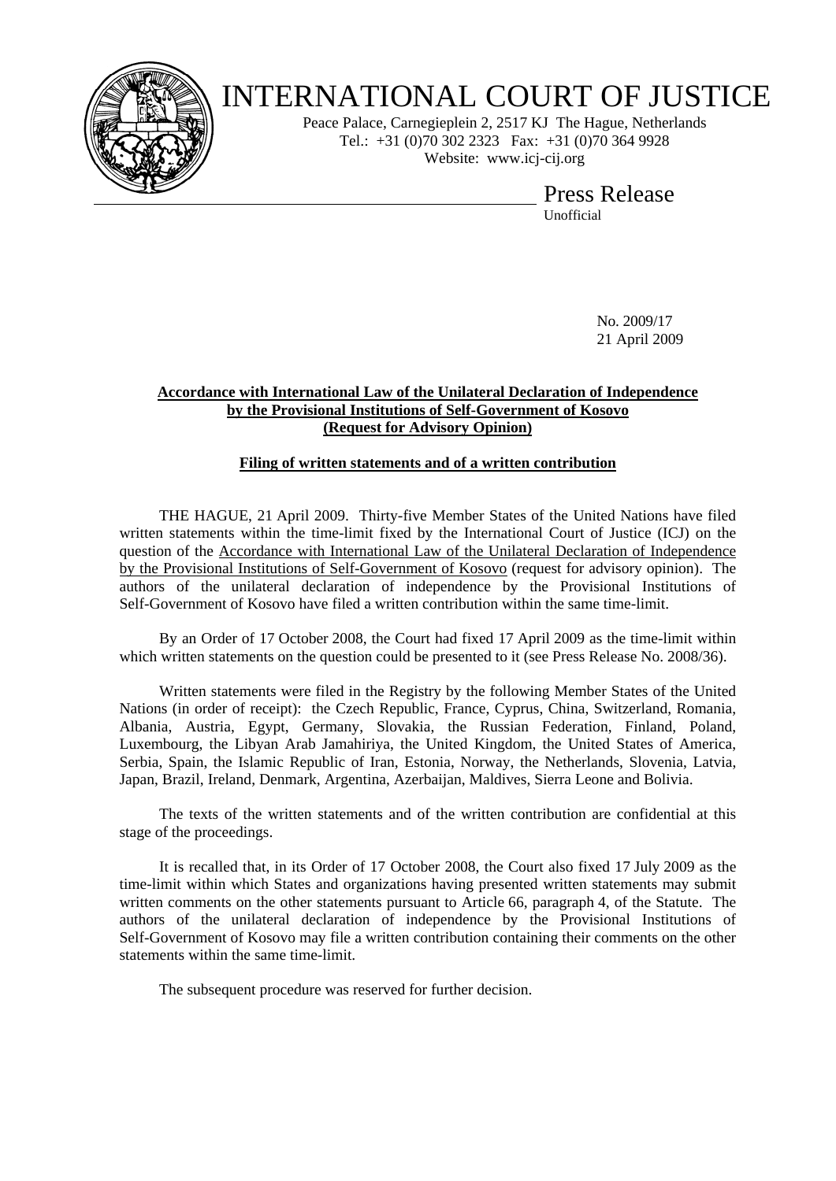# INTERNATIONAL COURT OF JUSTICE

Peace Palace, Carnegieplein 2, 2517 KJ The Hague, Netherlands
Tel.: +31 (0)70 302 2323 Fax: +31 (0)70 364 9928
Website: www.icj-cij.org

## Press Release

Unofficial

No. 2009/17
21 April 2009

**Accordance with International Law of the Unilateral Declaration of Independence by the Provisional Institutions of Self-Government of Kosovo (Request for Advisory Opinion)**

**Filing of written statements and of a written contribution**

THE HAGUE, 21 April 2009. Thirty-five Member States of the United Nations have filed written statements within the time-limit fixed by the International Court of Justice (ICJ) on the question of the Accordance with International Law of the Unilateral Declaration of Independence by the Provisional Institutions of Self-Government of Kosovo (request for advisory opinion). The authors of the unilateral declaration of independence by the Provisional Institutions of Self-Government of Kosovo have filed a written contribution within the same time-limit.

By an Order of 17 October 2008, the Court had fixed 17 April 2009 as the time-limit within which written statements on the question could be presented to it (see Press Release No. 2008/36).

Written statements were filed in the Registry by the following Member States of the United Nations (in order of receipt): the Czech Republic, France, Cyprus, China, Switzerland, Romania, Albania, Austria, Egypt, Germany, Slovakia, the Russian Federation, Finland, Poland, Luxembourg, the Libyan Arab Jamahiriya, the United Kingdom, the United States of America, Serbia, Spain, the Islamic Republic of Iran, Estonia, Norway, the Netherlands, Slovenia, Latvia, Japan, Brazil, Ireland, Denmark, Argentina, Azerbaijan, Maldives, Sierra Leone and Bolivia.

The texts of the written statements and of the written contribution are confidential at this stage of the proceedings.

It is recalled that, in its Order of 17 October 2008, the Court also fixed 17 July 2009 as the time-limit within which States and organizations having presented written statements may submit written comments on the other statements pursuant to Article 66, paragraph 4, of the Statute. The authors of the unilateral declaration of independence by the Provisional Institutions of Self-Government of Kosovo may file a written contribution containing their comments on the other statements within the same time-limit.

The subsequent procedure was reserved for further decision.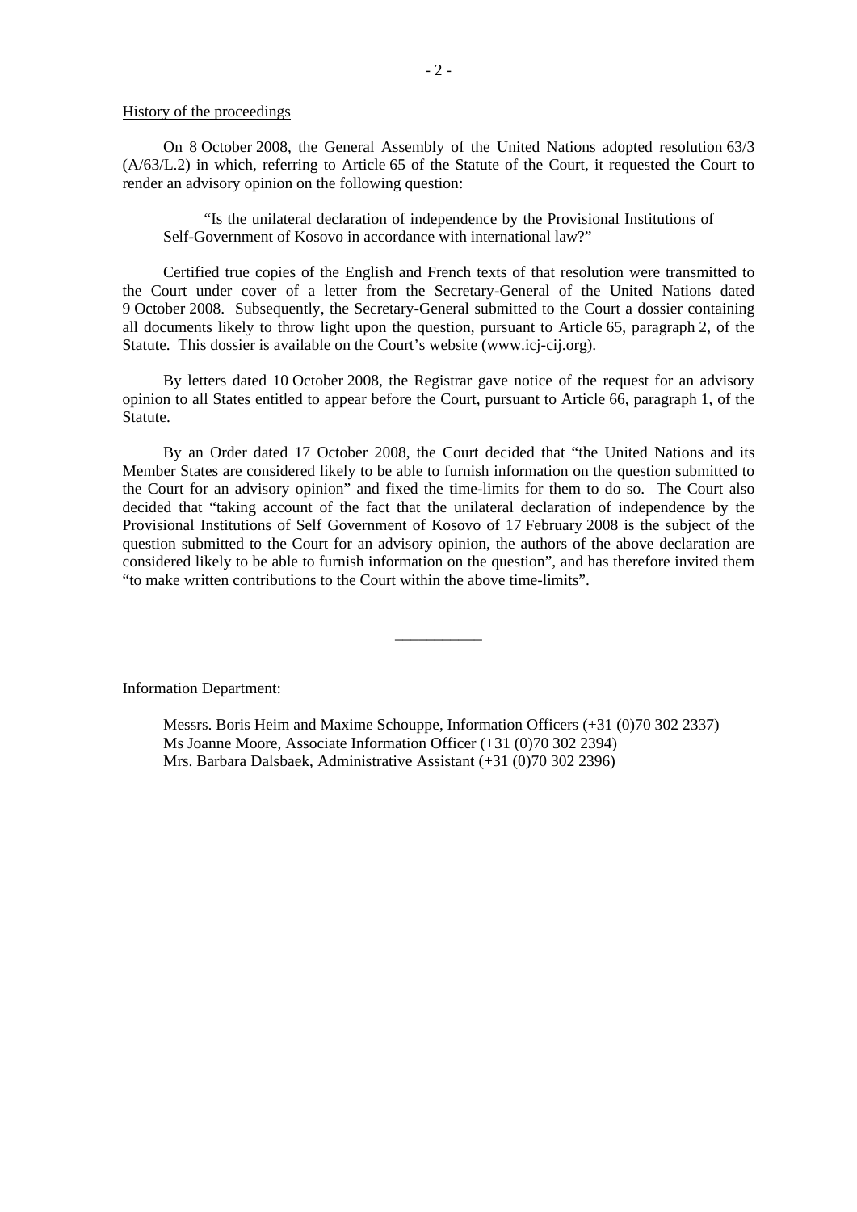<u>History of the proceedings</u>

On 8 October 2008, the General Assembly of the United Nations adopted resolution 63/3 (A/63/L.2) in which, referring to Article 65 of the Statute of the Court, it requested the Court to render an advisory opinion on the following question:

> "Is the unilateral declaration of independence by the Provisional Institutions of Self-Government of Kosovo in accordance with international law?"

Certified true copies of the English and French texts of that resolution were transmitted to the Court under cover of a letter from the Secretary-General of the United Nations dated 9 October 2008. Subsequently, the Secretary-General submitted to the Court a dossier containing all documents likely to throw light upon the question, pursuant to Article 65, paragraph 2, of the Statute. This dossier is available on the Court's website (www.icj-cij.org).

By letters dated 10 October 2008, the Registrar gave notice of the request for an advisory opinion to all States entitled to appear before the Court, pursuant to Article 66, paragraph 1, of the Statute.

By an Order dated 17 October 2008, the Court decided that "the United Nations and its Member States are considered likely to be able to furnish information on the question submitted to the Court for an advisory opinion" and fixed the time-limits for them to do so. The Court also decided that "taking account of the fact that the unilateral declaration of independence by the Provisional Institutions of Self Government of Kosovo of 17 February 2008 is the subject of the question submitted to the Court for an advisory opinion, the authors of the above declaration are considered likely to be able to furnish information on the question", and has therefore invited them "to make written contributions to the Court within the above time-limits".

___________

<u>Information Department:</u>

Messrs. Boris Heim and Maxime Schouppe, Information Officers (+31 (0)70 302 2337)
Ms Joanne Moore, Associate Information Officer (+31 (0)70 302 2394)
Mrs. Barbara Dalsbaek, Administrative Assistant (+31 (0)70 302 2396)